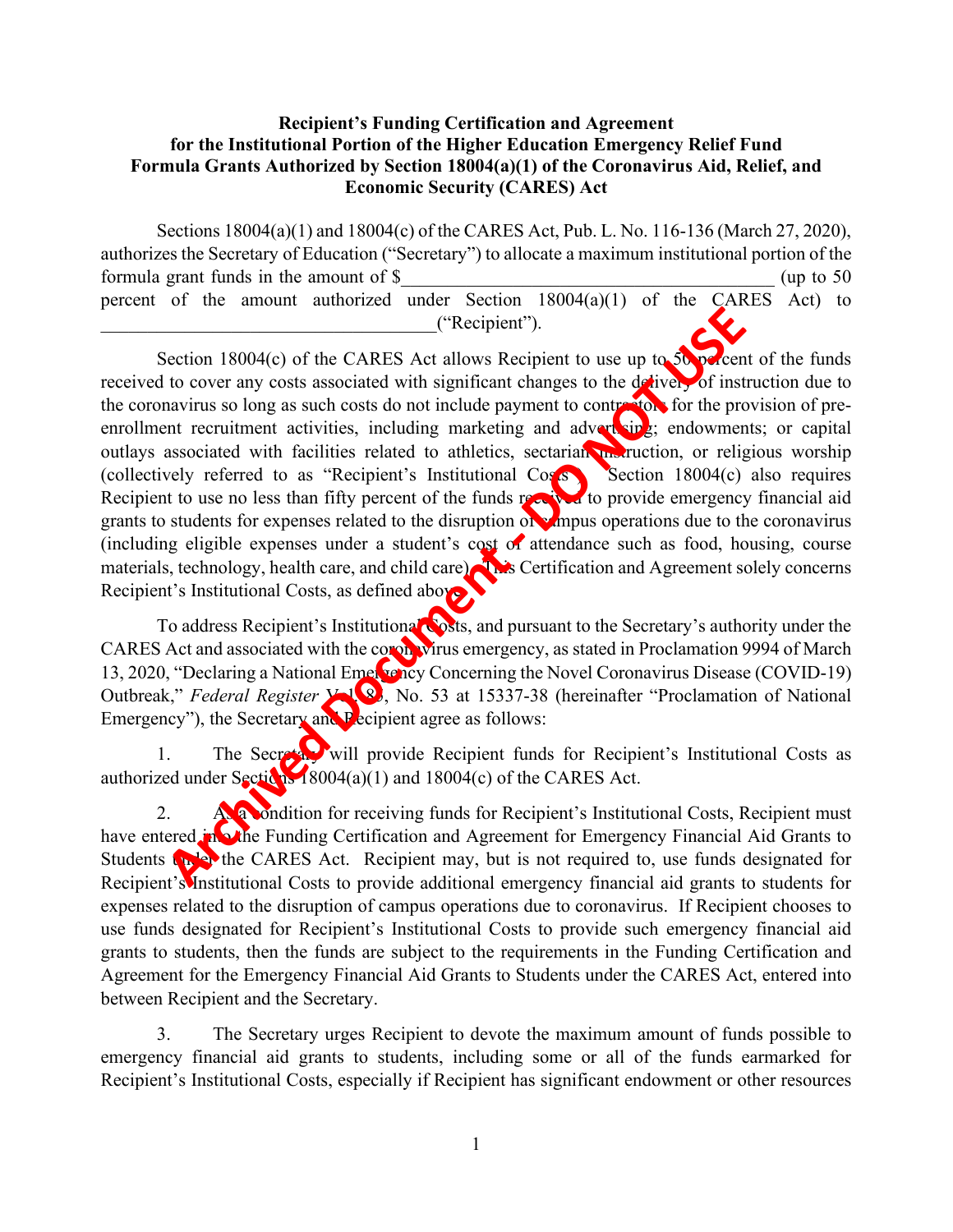**Recipient's Funding Certification and Agreement for the Institutional Portion of the Higher Education Emergency Relief Fund Formula Grants Authorized by Section 18004(a)(1) of the Coronavirus Aid, Relief, and Economic Security (CARES) Act**

Sections 18004(a)(1) and 18004(c) of the CARES Act, Pub. L. No. 116-136 (March 27, 2020), authorizes the Secretary of Education ("Secretary") to allocate a maximum institutional portion of the formula grant funds in the amount of $______________________________________ (up to 50 percent of the amount authorized under Section 18004(a)(1) of the CARES Act) to ____________________________________("Recipient").

Section 18004(c) of the CARES Act allows Recipient to use up to 50 percent of the funds received to cover any costs associated with significant changes to the delivery of instruction due to the coronavirus so long as such costs do not include payment to contractors for the provision of pre-enrollment recruitment activities, including marketing and advertising; endowments; or capital outlays associated with facilities related to athletics, sectarian instruction, or religious worship (collectively referred to as "Recipient's Institutional Costs"). Section 18004(c) also requires Recipient to use no less than fifty percent of the funds received to provide emergency financial aid grants to students for expenses related to the disruption of campus operations due to the coronavirus (including eligible expenses under a student's cost of attendance such as food, housing, course materials, technology, health care, and child care). This Certification and Agreement solely concerns Recipient's Institutional Costs, as defined above.

To address Recipient's Institutional Costs, and pursuant to the Secretary's authority under the CARES Act and associated with the coronavirus emergency, as stated in Proclamation 9994 of March 13, 2020, "Declaring a National Emergency Concerning the Novel Coronavirus Disease (COVID-19) Outbreak," *Federal Register* Vol. 85, No. 53 at 15337-38 (hereinafter "Proclamation of National Emergency"), the Secretary and Recipient agree as follows:

1. The Secretary will provide Recipient funds for Recipient's Institutional Costs as authorized under Sections 18004(a)(1) and 18004(c) of the CARES Act.

2. As a condition for receiving funds for Recipient's Institutional Costs, Recipient must have entered into the Funding Certification and Agreement for Emergency Financial Aid Grants to Students under the CARES Act. Recipient may, but is not required to, use funds designated for Recipient's Institutional Costs to provide additional emergency financial aid grants to students for expenses related to the disruption of campus operations due to coronavirus. If Recipient chooses to use funds designated for Recipient's Institutional Costs to provide such emergency financial aid grants to students, then the funds are subject to the requirements in the Funding Certification and Agreement for the Emergency Financial Aid Grants to Students under the CARES Act, entered into between Recipient and the Secretary.

3. The Secretary urges Recipient to devote the maximum amount of funds possible to emergency financial aid grants to students, including some or all of the funds earmarked for Recipient's Institutional Costs, especially if Recipient has significant endowment or other resources

Archived Document - DO NOT USE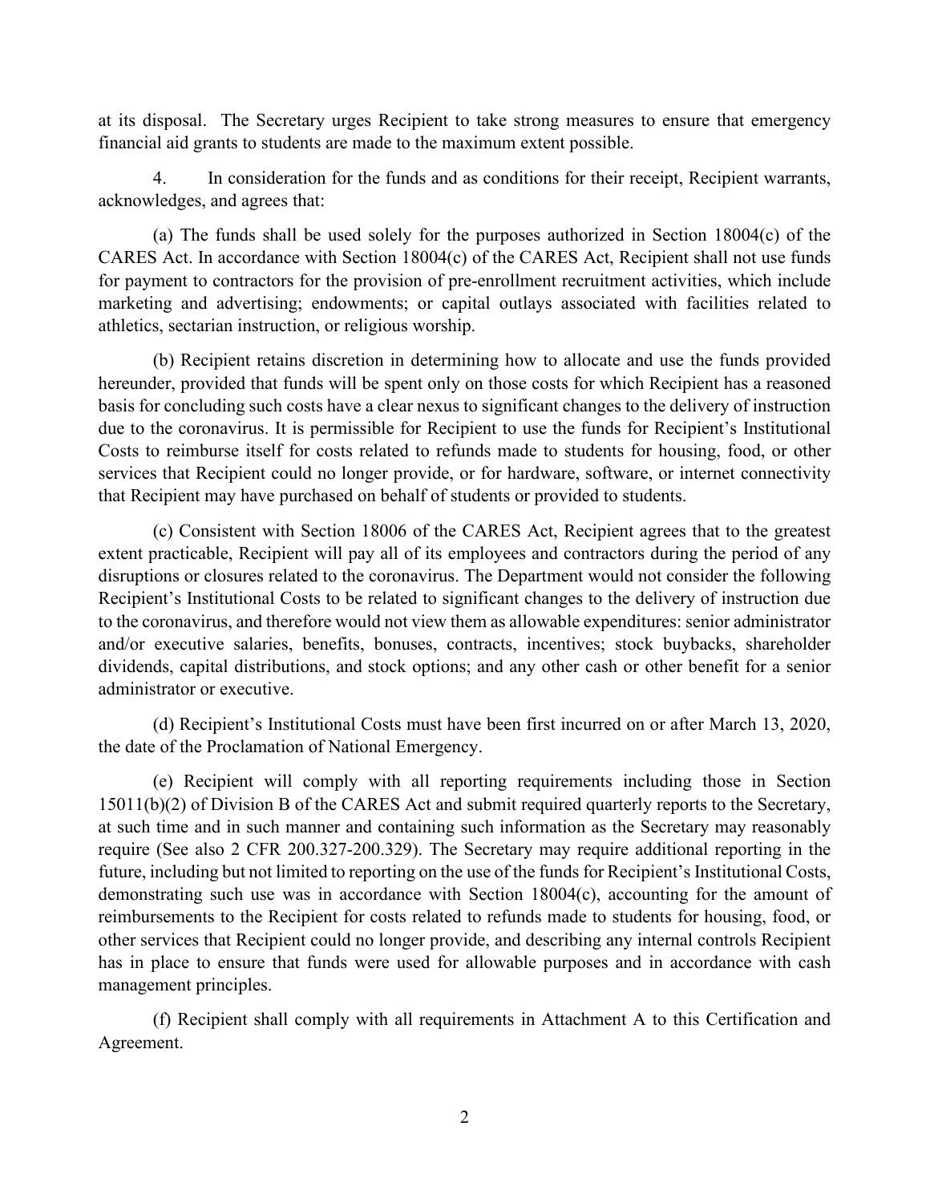at its disposal. The Secretary urges Recipient to take strong measures to ensure that emergency financial aid grants to students are made to the maximum extent possible.

4. In consideration for the funds and as conditions for their receipt, Recipient warrants, acknowledges, and agrees that:

(a) The funds shall be used solely for the purposes authorized in Section 18004(c) of the CARES Act. In accordance with Section 18004(c) of the CARES Act, Recipient shall not use funds for payment to contractors for the provision of pre-enrollment recruitment activities, which include marketing and advertising; endowments; or capital outlays associated with facilities related to athletics, sectarian instruction, or religious worship.

(b) Recipient retains discretion in determining how to allocate and use the funds provided hereunder, provided that funds will be spent only on those costs for which Recipient has a reasoned basis for concluding such costs have a clear nexus to significant changes to the delivery of instruction due to the coronavirus. It is permissible for Recipient to use the funds for Recipient's Institutional Costs to reimburse itself for costs related to refunds made to students for housing, food, or other services that Recipient could no longer provide, or for hardware, software, or internet connectivity that Recipient may have purchased on behalf of students or provided to students.

(c) Consistent with Section 18006 of the CARES Act, Recipient agrees that to the greatest extent practicable, Recipient will pay all of its employees and contractors during the period of any disruptions or closures related to the coronavirus. The Department would not consider the following Recipient's Institutional Costs to be related to significant changes to the delivery of instruction due to the coronavirus, and therefore would not view them as allowable expenditures: senior administrator and/or executive salaries, benefits, bonuses, contracts, incentives; stock buybacks, shareholder dividends, capital distributions, and stock options; and any other cash or other benefit for a senior administrator or executive.

(d) Recipient's Institutional Costs must have been first incurred on or after March 13, 2020, the date of the Proclamation of National Emergency.

(e) Recipient will comply with all reporting requirements including those in Section 15011(b)(2) of Division B of the CARES Act and submit required quarterly reports to the Secretary, at such time and in such manner and containing such information as the Secretary may reasonably require (See also 2 CFR 200.327-200.329). The Secretary may require additional reporting in the future, including but not limited to reporting on the use of the funds for Recipient's Institutional Costs, demonstrating such use was in accordance with Section 18004(c), accounting for the amount of reimbursements to the Recipient for costs related to refunds made to students for housing, food, or other services that Recipient could no longer provide, and describing any internal controls Recipient has in place to ensure that funds were used for allowable purposes and in accordance with cash management principles.

(f) Recipient shall comply with all requirements in Attachment A to this Certification and Agreement.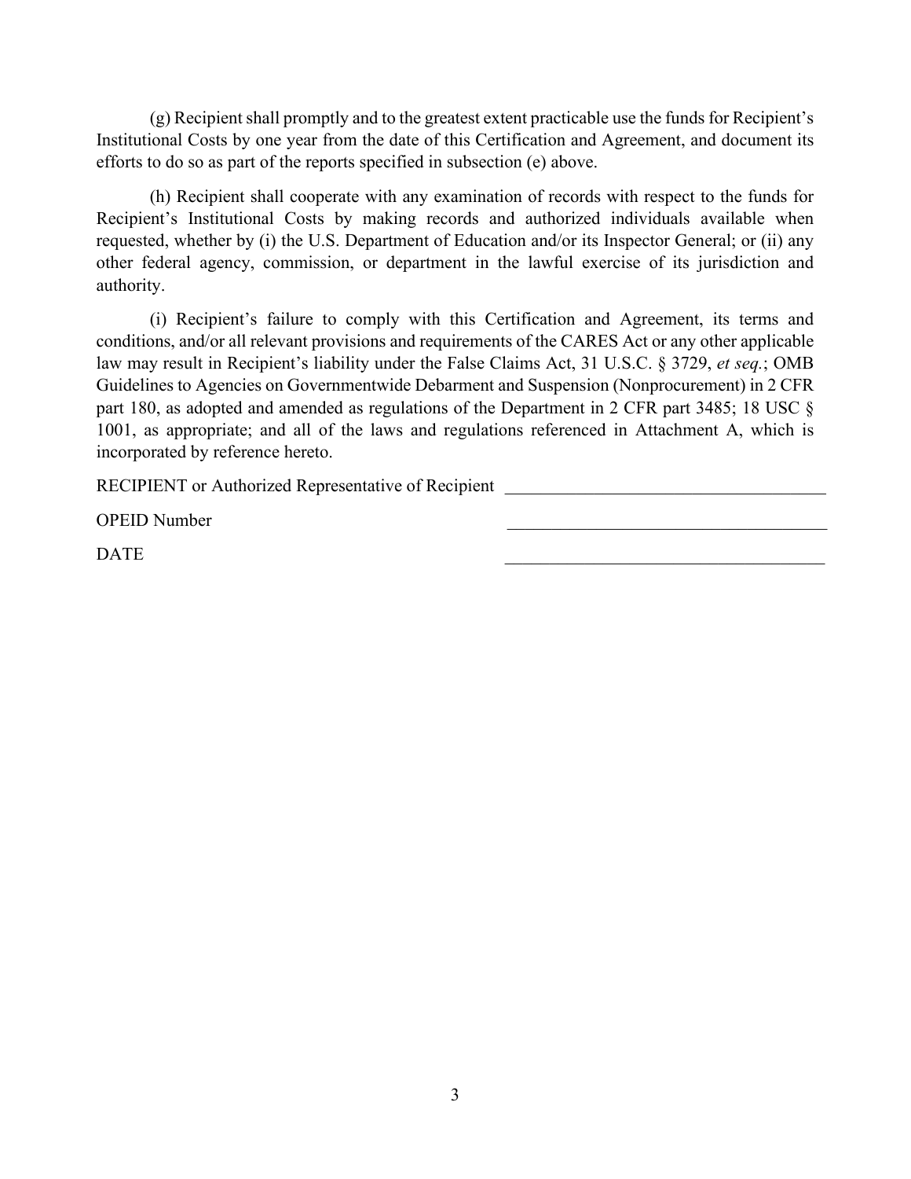(g) Recipient shall promptly and to the greatest extent practicable use the funds for Recipient's Institutional Costs by one year from the date of this Certification and Agreement, and document its efforts to do so as part of the reports specified in subsection (e) above.

(h) Recipient shall cooperate with any examination of records with respect to the funds for Recipient's Institutional Costs by making records and authorized individuals available when requested, whether by (i) the U.S. Department of Education and/or its Inspector General; or (ii) any other federal agency, commission, or department in the lawful exercise of its jurisdiction and authority.

(i) Recipient's failure to comply with this Certification and Agreement, its terms and conditions, and/or all relevant provisions and requirements of the CARES Act or any other applicable law may result in Recipient's liability under the False Claims Act, 31 U.S.C. § 3729, *et seq.*; OMB Guidelines to Agencies on Governmentwide Debarment and Suspension (Nonprocurement) in 2 CFR part 180, as adopted and amended as regulations of the Department in 2 CFR part 3485; 18 USC § 1001, as appropriate; and all of the laws and regulations referenced in Attachment A, which is incorporated by reference hereto.

RECIPIENT or Authorized Representative of Recipient ____________________________________

OPEID Number ____________________________________

DATE ____________________________________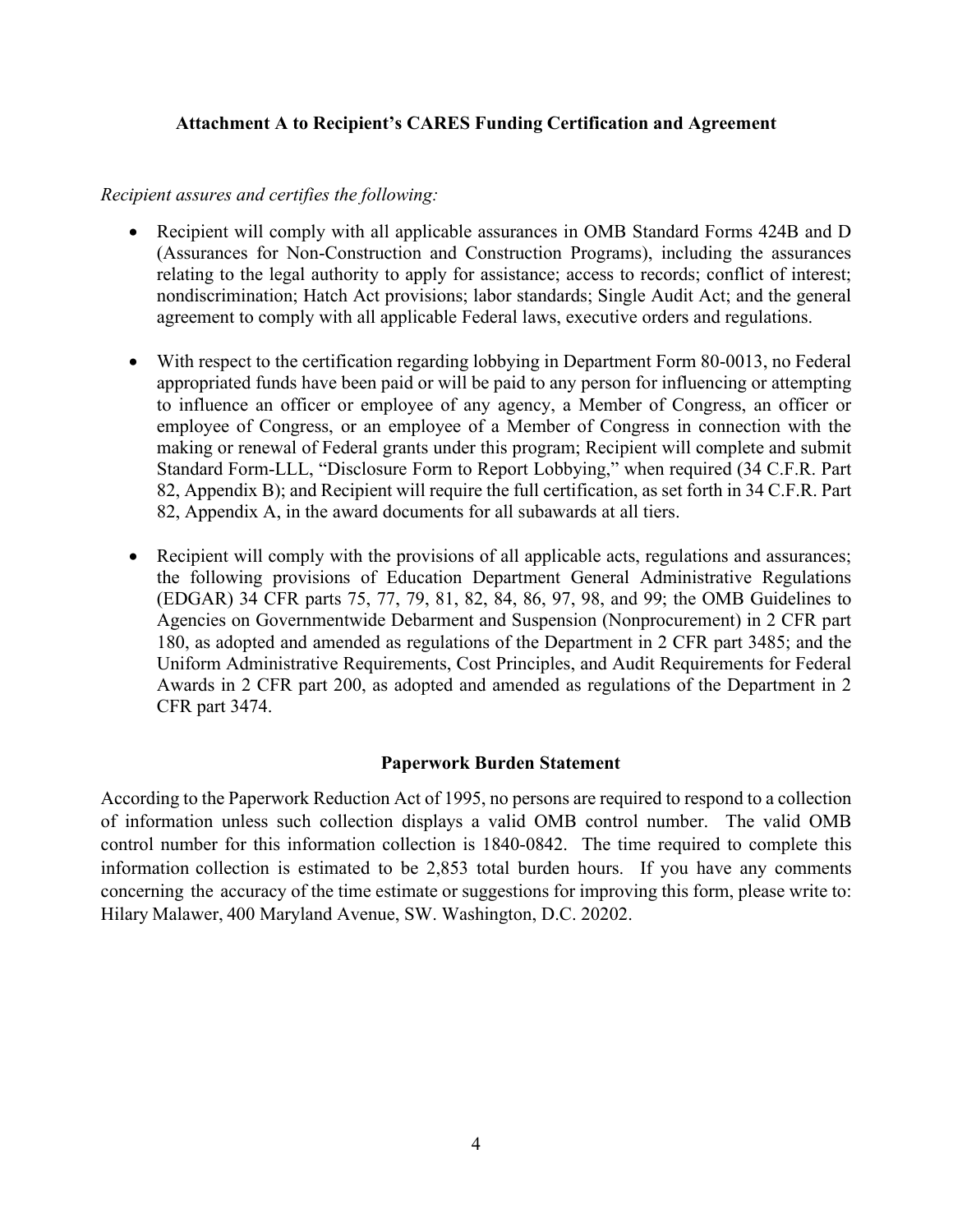**Attachment A to Recipient's CARES Funding Certification and Agreement**

*Recipient assures and certifies the following:*

- Recipient will comply with all applicable assurances in OMB Standard Forms 424B and D (Assurances for Non-Construction and Construction Programs), including the assurances relating to the legal authority to apply for assistance; access to records; conflict of interest; nondiscrimination; Hatch Act provisions; labor standards; Single Audit Act; and the general agreement to comply with all applicable Federal laws, executive orders and regulations.
- With respect to the certification regarding lobbying in Department Form 80-0013, no Federal appropriated funds have been paid or will be paid to any person for influencing or attempting to influence an officer or employee of any agency, a Member of Congress, an officer or employee of Congress, or an employee of a Member of Congress in connection with the making or renewal of Federal grants under this program; Recipient will complete and submit Standard Form-LLL, "Disclosure Form to Report Lobbying," when required (34 C.F.R. Part 82, Appendix B); and Recipient will require the full certification, as set forth in 34 C.F.R. Part 82, Appendix A, in the award documents for all subawards at all tiers.
- Recipient will comply with the provisions of all applicable acts, regulations and assurances; the following provisions of Education Department General Administrative Regulations (EDGAR) 34 CFR parts 75, 77, 79, 81, 82, 84, 86, 97, 98, and 99; the OMB Guidelines to Agencies on Governmentwide Debarment and Suspension (Nonprocurement) in 2 CFR part 180, as adopted and amended as regulations of the Department in 2 CFR part 3485; and the Uniform Administrative Requirements, Cost Principles, and Audit Requirements for Federal Awards in 2 CFR part 200, as adopted and amended as regulations of the Department in 2 CFR part 3474.

**Paperwork Burden Statement**

According to the Paperwork Reduction Act of 1995, no persons are required to respond to a collection of information unless such collection displays a valid OMB control number. The valid OMB control number for this information collection is 1840-0842. The time required to complete this information collection is estimated to be 2,853 total burden hours. If you have any comments concerning the accuracy of the time estimate or suggestions for improving this form, please write to: Hilary Malawer, 400 Maryland Avenue, SW. Washington, D.C. 20202.